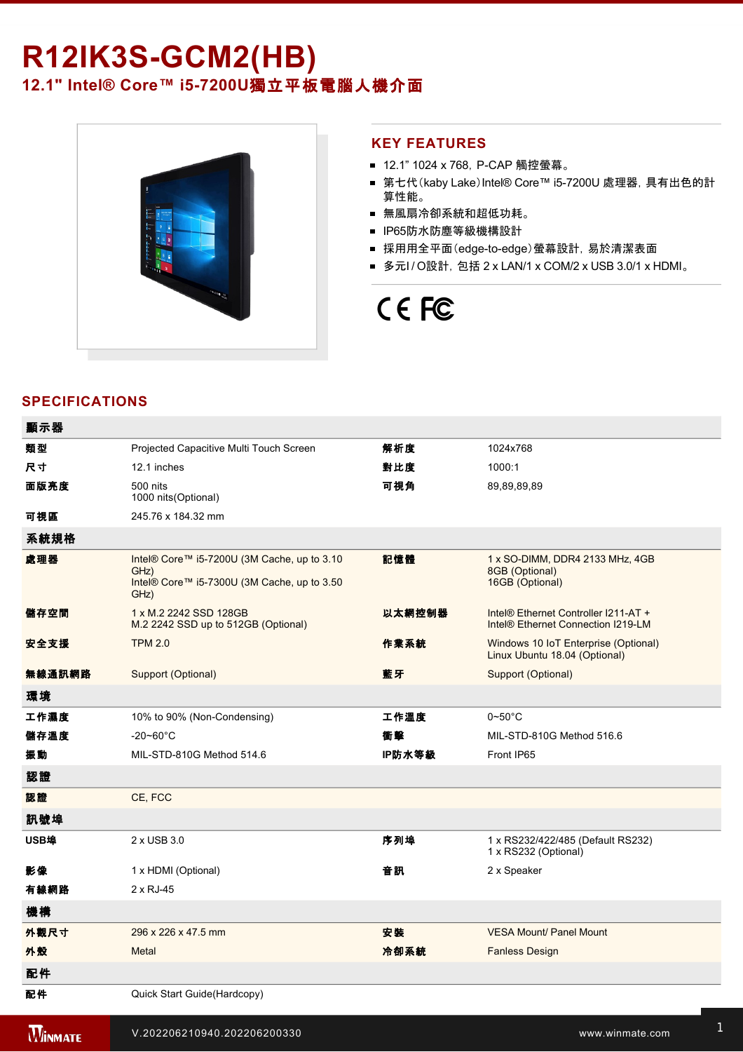# R12IK3S-GCM2(HB)

## 12.1" Intel® Core™ i5-7200U獨立平板電腦人機介面

## KEY FEATURES

- 12.1” 1024 x 768，P-CAP 觸控螢幕。
- 第七代（kaby Lake）Intel® Core™ i5-7200U 處理器，具有出色的計算性能。
- 無風扇冷卻系統和超低功耗。
- IP65防水防塵等級機構設計
- 採用用全平面（edge-to-edge）螢幕設計，易於清潔表面
- 多元I / O設計，包括 2 x LAN/1 x COM/2 x USB 3.0/1 x HDMI。

## SPECIFICATIONS

| 顯示器 | | | |
|---|---|---|---|
| 類型 | Projected Capacitive Multi Touch Screen | 解析度 | 1024x768 |
| 尺寸 | 12.1 inches | 對比度 | 1000:1 |
| 面版亮度 | 500 nits<br>1000 nits(Optional) | 可視角 | 89,89,89,89 |
| 可視區 | 245.76 x 184.32 mm | | |
| **系統規格** | | | |
| 處理器 | Intel® Core™ i5-7200U (3M Cache, up to 3.10 GHz)<br>Intel® Core™ i5-7300U (3M Cache, up to 3.50 GHz) | 記憶體 | 1 x SO-DIMM, DDR4 2133 MHz, 4GB<br>8GB (Optional)<br>16GB (Optional) |
| 儲存空間 | 1 x M.2 2242 SSD 128GB<br>M.2 2242 SSD up to 512GB (Optional) | 以太網控制器 | Intel® Ethernet Controller I211-AT +<br>Intel® Ethernet Connection I219-LM |
| 安全支援 | TPM 2.0 | 作業系統 | Windows 10 IoT Enterprise (Optional)<br>Linux Ubuntu 18.04 (Optional) |
| 無線通訊網路 | Support (Optional) | 藍牙 | Support (Optional) |
| **環境** | | | |
| 工作濕度 | 10% to 90% (Non-Condensing) | 工作溫度 | 0~50°C |
| 儲存溫度 | -20~60°C | 衝擊 | MIL-STD-810G Method 516.6 |
| 振動 | MIL-STD-810G Method 514.6 | IP防水等級 | Front IP65 |
| **認證** | | | |
| 認證 | CE, FCC | | |
| **訊號埠** | | | |
| USB埠 | 2 x USB 3.0 | 序列埠 | 1 x RS232/422/485 (Default RS232)<br>1 x RS232 (Optional) |
| 影像 | 1 x HDMI (Optional) | 音訊 | 2 x Speaker |
| 有線網路 | 2 x RJ-45 | | |
| **機構** | | | |
| 外觀尺寸 | 296 x 226 x 47.5 mm | 安裝 | VESA Mount/ Panel Mount |
| 外殼 | Metal | 冷卻系統 | Fanless Design |
| **配件** | | | |
| 配件 | Quick Start Guide(Hardcopy) | | |

V.202206210940.202206200330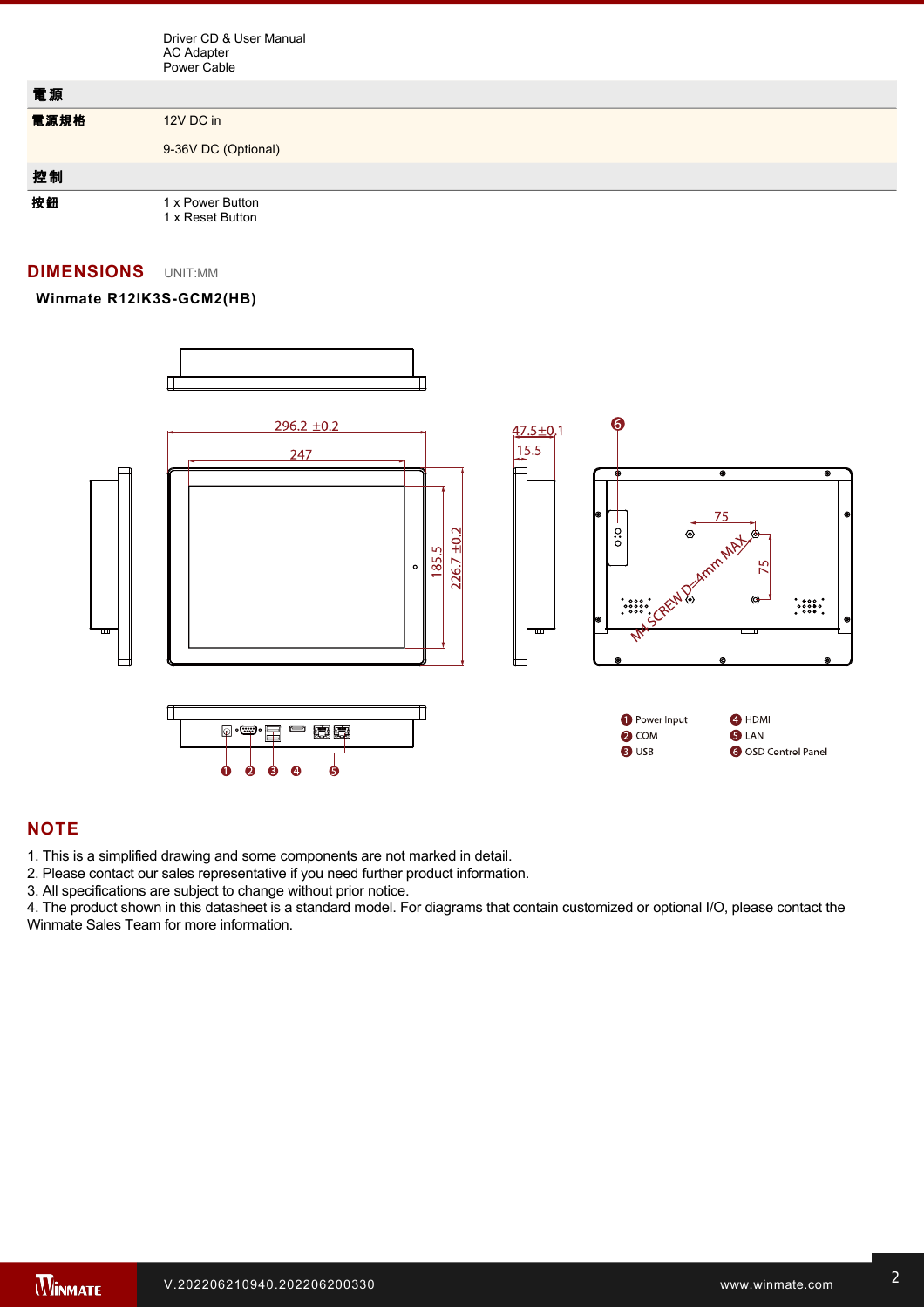| | |
|---|---|
| | Driver CD & User Manual<br>AC Adapter<br>Power Cable |
| **電源** | |
| **電源規格** | 12V DC in<br><br>9-36V DC (Optional) |
| **控制** | |
| **按鈕** | 1 x Power Button<br>1 x Reset Button |

## DIMENSIONS UNIT:MM

**Winmate R12IK3S-GCM2(HB)**

296.2 ±0.2
247
185.5
226.7 ±0.2
47.5±0.1
15.5
75
75
M4 SCREW D=4mm MAX

1 Power Input
2 COM
3 USB
4 HDMI
5 LAN
6 OSD Control Panel

## NOTE

1. This is a simplified drawing and some components are not marked in detail.
2. Please contact our sales representative if you need further product information.
3. All specifications are subject to change without prior notice.
4. The product shown in this datasheet is a standard model. For diagrams that contain customized or optional I/O, please contact the Winmate Sales Team for more information.